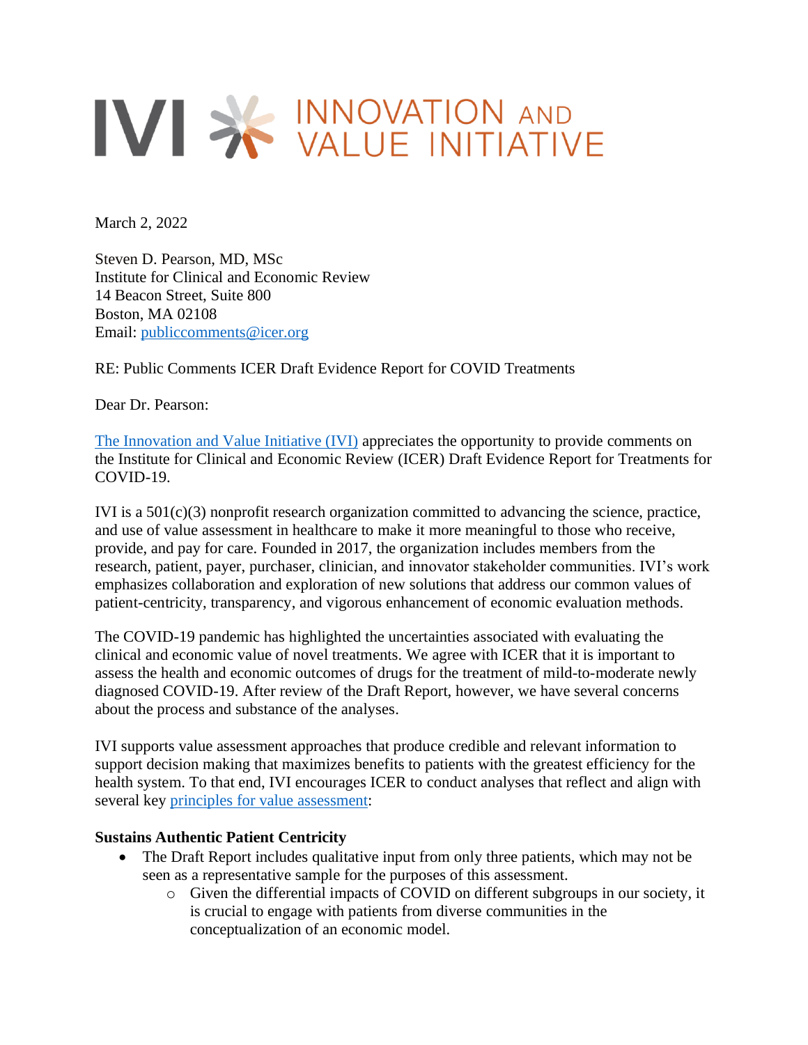# IVI INNOVATION AND VALUE INITIATIVE

March 2, 2022

Steven D. Pearson, MD, MSc
Institute for Clinical and Economic Review
14 Beacon Street, Suite 800
Boston, MA 02108
Email: publiccomments@icer.org

RE: Public Comments ICER Draft Evidence Report for COVID Treatments

Dear Dr. Pearson:

The Innovation and Value Initiative (IVI) appreciates the opportunity to provide comments on the Institute for Clinical and Economic Review (ICER) Draft Evidence Report for Treatments for COVID-19.

IVI is a 501(c)(3) nonprofit research organization committed to advancing the science, practice, and use of value assessment in healthcare to make it more meaningful to those who receive, provide, and pay for care. Founded in 2017, the organization includes members from the research, patient, payer, purchaser, clinician, and innovator stakeholder communities. IVI's work emphasizes collaboration and exploration of new solutions that address our common values of patient-centricity, transparency, and vigorous enhancement of economic evaluation methods.

The COVID-19 pandemic has highlighted the uncertainties associated with evaluating the clinical and economic value of novel treatments. We agree with ICER that it is important to assess the health and economic outcomes of drugs for the treatment of mild-to-moderate newly diagnosed COVID-19. After review of the Draft Report, however, we have several concerns about the process and substance of the analyses.

IVI supports value assessment approaches that produce credible and relevant information to support decision making that maximizes benefits to patients with the greatest efficiency for the health system. To that end, IVI encourages ICER to conduct analyses that reflect and align with several key principles for value assessment:

**Sustains Authentic Patient Centricity**

- The Draft Report includes qualitative input from only three patients, which may not be seen as a representative sample for the purposes of this assessment.
  - Given the differential impacts of COVID on different subgroups in our society, it is crucial to engage with patients from diverse communities in the conceptualization of an economic model.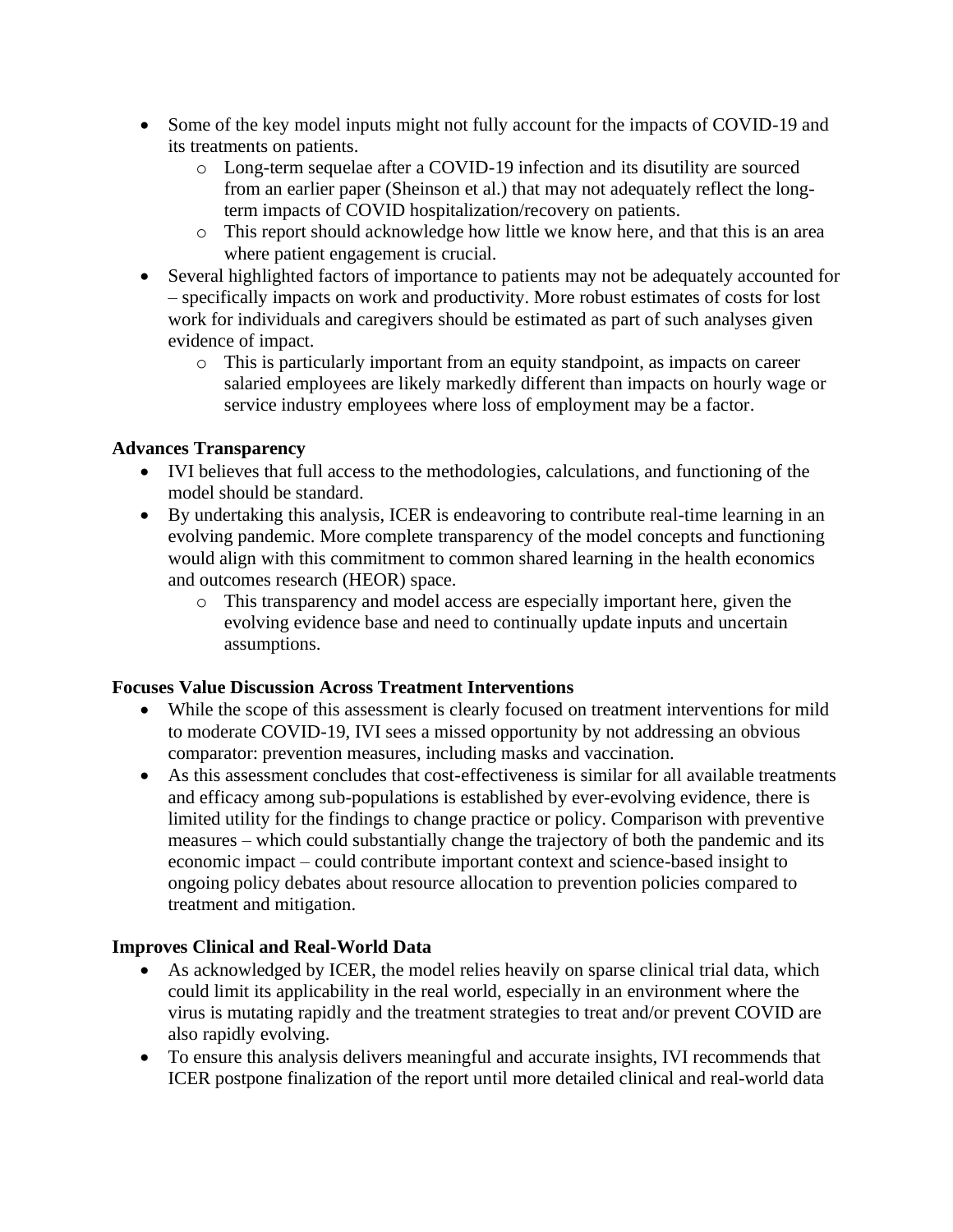- Some of the key model inputs might not fully account for the impacts of COVID-19 and its treatments on patients.
  - Long-term sequelae after a COVID-19 infection and its disutility are sourced from an earlier paper (Sheinson et al.) that may not adequately reflect the long-term impacts of COVID hospitalization/recovery on patients.
  - This report should acknowledge how little we know here, and that this is an area where patient engagement is crucial.
- Several highlighted factors of importance to patients may not be adequately accounted for – specifically impacts on work and productivity. More robust estimates of costs for lost work for individuals and caregivers should be estimated as part of such analyses given evidence of impact.
  - This is particularly important from an equity standpoint, as impacts on career salaried employees are likely markedly different than impacts on hourly wage or service industry employees where loss of employment may be a factor.

**Advances Transparency**

- IVI believes that full access to the methodologies, calculations, and functioning of the model should be standard.
- By undertaking this analysis, ICER is endeavoring to contribute real-time learning in an evolving pandemic. More complete transparency of the model concepts and functioning would align with this commitment to common shared learning in the health economics and outcomes research (HEOR) space.
  - This transparency and model access are especially important here, given the evolving evidence base and need to continually update inputs and uncertain assumptions.

**Focuses Value Discussion Across Treatment Interventions**

- While the scope of this assessment is clearly focused on treatment interventions for mild to moderate COVID-19, IVI sees a missed opportunity by not addressing an obvious comparator: prevention measures, including masks and vaccination.
- As this assessment concludes that cost-effectiveness is similar for all available treatments and efficacy among sub-populations is established by ever-evolving evidence, there is limited utility for the findings to change practice or policy. Comparison with preventive measures – which could substantially change the trajectory of both the pandemic and its economic impact – could contribute important context and science-based insight to ongoing policy debates about resource allocation to prevention policies compared to treatment and mitigation.

**Improves Clinical and Real-World Data**

- As acknowledged by ICER, the model relies heavily on sparse clinical trial data, which could limit its applicability in the real world, especially in an environment where the virus is mutating rapidly and the treatment strategies to treat and/or prevent COVID are also rapidly evolving.
- To ensure this analysis delivers meaningful and accurate insights, IVI recommends that ICER postpone finalization of the report until more detailed clinical and real-world data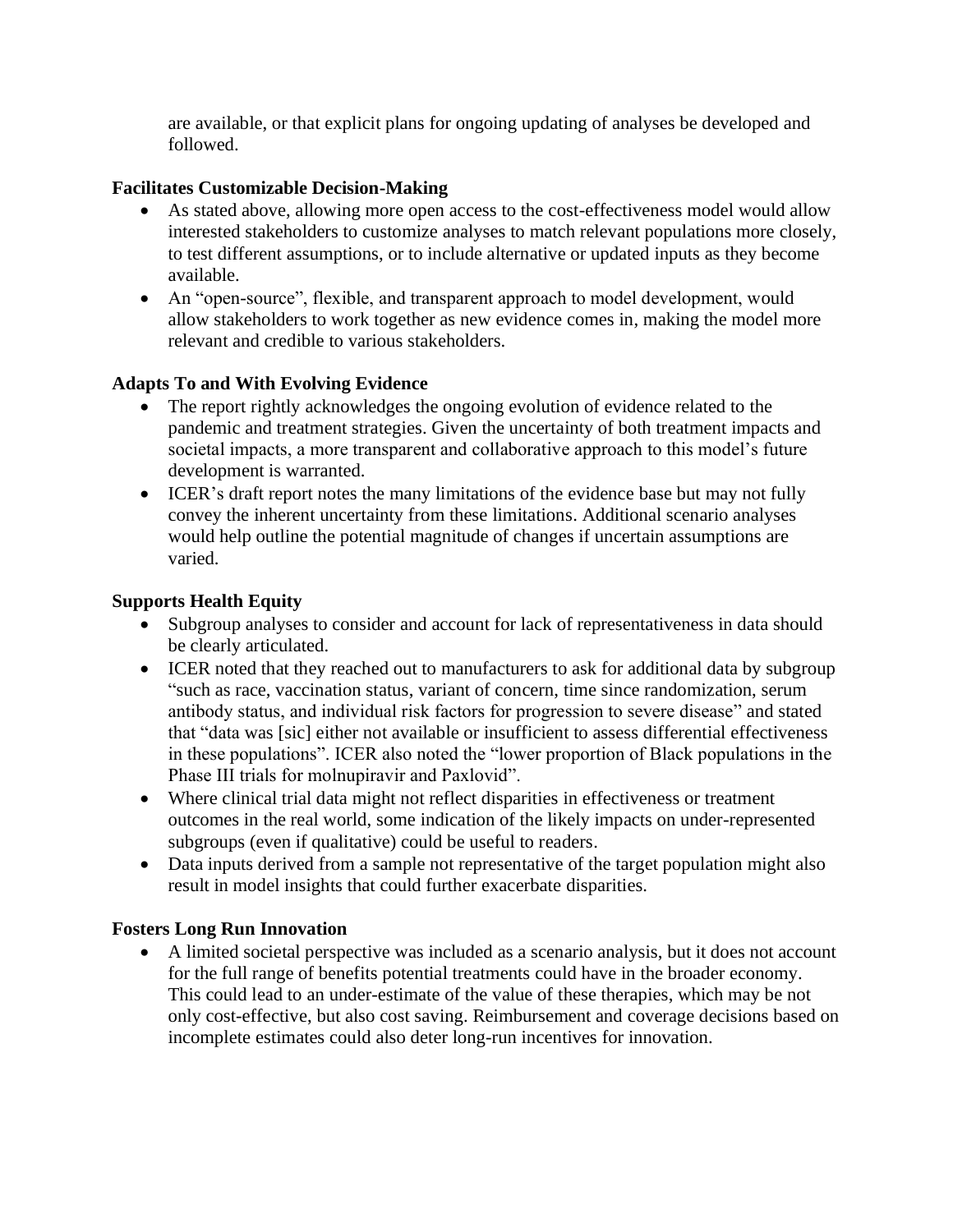are available, or that explicit plans for ongoing updating of analyses be developed and followed.

**Facilitates Customizable Decision-Making**

- As stated above, allowing more open access to the cost-effectiveness model would allow interested stakeholders to customize analyses to match relevant populations more closely, to test different assumptions, or to include alternative or updated inputs as they become available.
- An "open-source", flexible, and transparent approach to model development, would allow stakeholders to work together as new evidence comes in, making the model more relevant and credible to various stakeholders.

**Adapts To and With Evolving Evidence**

- The report rightly acknowledges the ongoing evolution of evidence related to the pandemic and treatment strategies. Given the uncertainty of both treatment impacts and societal impacts, a more transparent and collaborative approach to this model's future development is warranted.
- ICER's draft report notes the many limitations of the evidence base but may not fully convey the inherent uncertainty from these limitations. Additional scenario analyses would help outline the potential magnitude of changes if uncertain assumptions are varied.

**Supports Health Equity**

- Subgroup analyses to consider and account for lack of representativeness in data should be clearly articulated.
- ICER noted that they reached out to manufacturers to ask for additional data by subgroup "such as race, vaccination status, variant of concern, time since randomization, serum antibody status, and individual risk factors for progression to severe disease" and stated that "data was [sic] either not available or insufficient to assess differential effectiveness in these populations". ICER also noted the "lower proportion of Black populations in the Phase III trials for molnupiravir and Paxlovid".
- Where clinical trial data might not reflect disparities in effectiveness or treatment outcomes in the real world, some indication of the likely impacts on under-represented subgroups (even if qualitative) could be useful to readers.
- Data inputs derived from a sample not representative of the target population might also result in model insights that could further exacerbate disparities.

**Fosters Long Run Innovation**

- A limited societal perspective was included as a scenario analysis, but it does not account for the full range of benefits potential treatments could have in the broader economy. This could lead to an under-estimate of the value of these therapies, which may be not only cost-effective, but also cost saving. Reimbursement and coverage decisions based on incomplete estimates could also deter long-run incentives for innovation.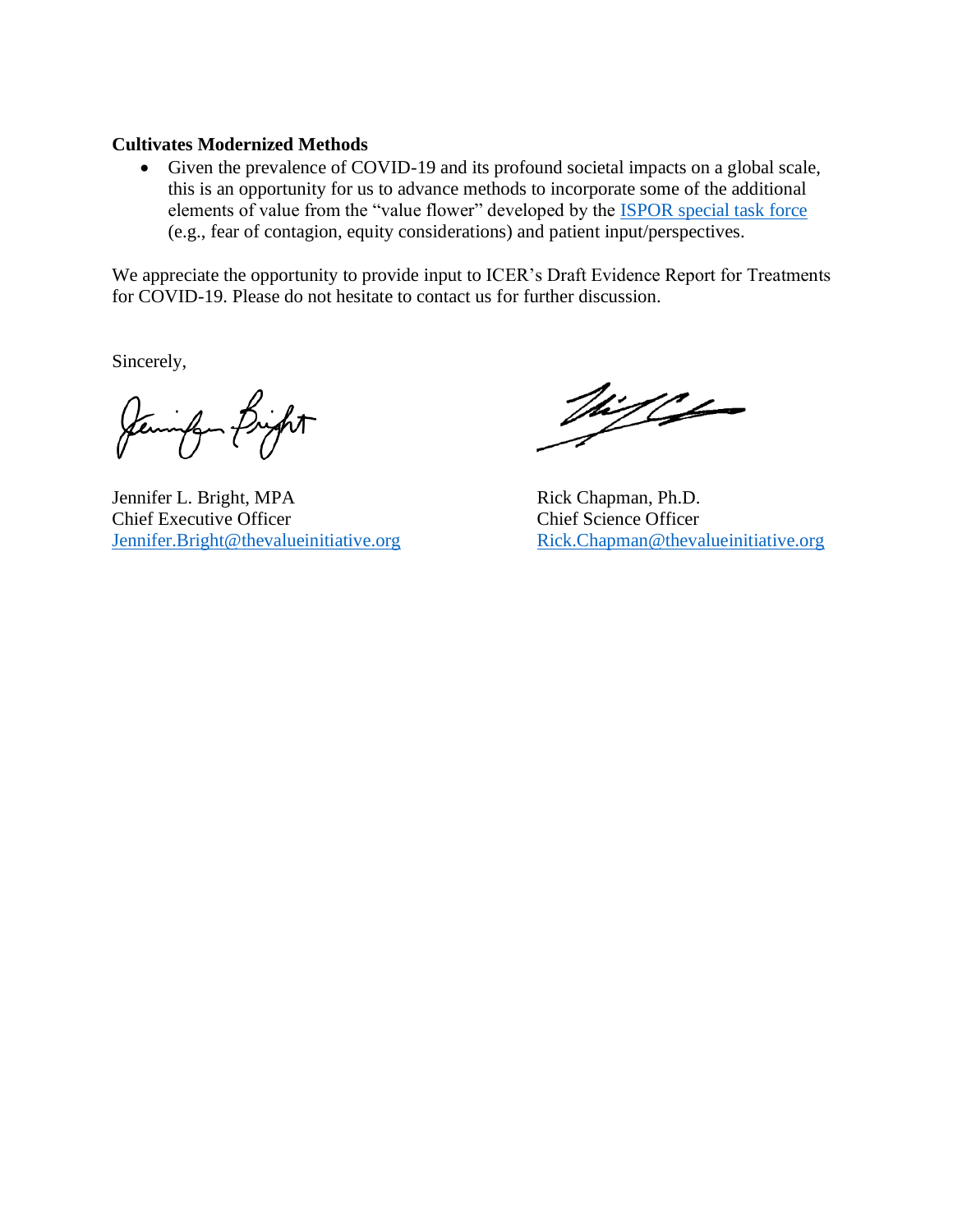**Cultivates Modernized Methods**

- Given the prevalence of COVID-19 and its profound societal impacts on a global scale, this is an opportunity for us to advance methods to incorporate some of the additional elements of value from the "value flower" developed by the ISPOR special task force (e.g., fear of contagion, equity considerations) and patient input/perspectives.

We appreciate the opportunity to provide input to ICER's Draft Evidence Report for Treatments for COVID-19. Please do not hesitate to contact us for further discussion.

Sincerely,

Jennifer L. Bright, MPA
Chief Executive Officer
Jennifer.Bright@thevalueinitiative.org

Rick Chapman, Ph.D.
Chief Science Officer
Rick.Chapman@thevalueinitiative.org